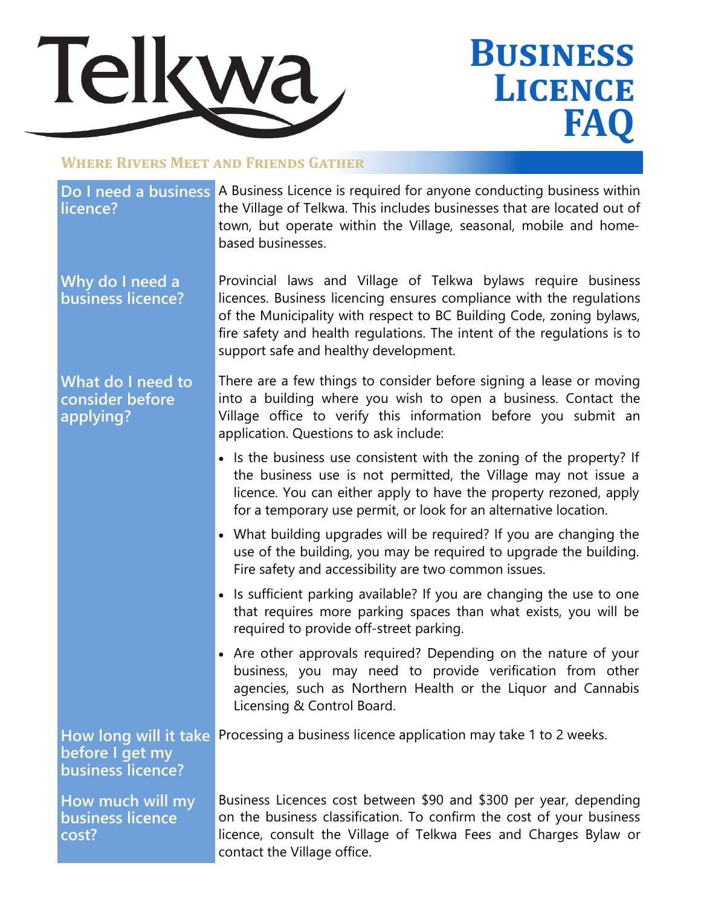# Telkwa

# Business Licence FAQ

**Where Rivers Meet and Friends Gather**

### Do I need a business licence?

A Business Licence is required for anyone conducting business within the Village of Telkwa. This includes businesses that are located out of town, but operate within the Village, seasonal, mobile and home-based businesses.

### Why do I need a business licence?

Provincial laws and Village of Telkwa bylaws require business licences. Business licencing ensures compliance with the regulations of the Municipality with respect to BC Building Code, zoning bylaws, fire safety and health regulations. The intent of the regulations is to support safe and healthy development.

### What do I need to consider before applying?

There are a few things to consider before signing a lease or moving into a building where you wish to open a business. Contact the Village office to verify this information before you submit an application. Questions to ask include:

- Is the business use consistent with the zoning of the property? If the business use is not permitted, the Village may not issue a licence. You can either apply to have the property rezoned, apply for a temporary use permit, or look for an alternative location.
- What building upgrades will be required? If you are changing the use of the building, you may be required to upgrade the building. Fire safety and accessibility are two common issues.
- Is sufficient parking available? If you are changing the use to one that requires more parking spaces than what exists, you will be required to provide off-street parking.
- Are other approvals required? Depending on the nature of your business, you may need to provide verification from other agencies, such as Northern Health or the Liquor and Cannabis Licensing & Control Board.

### How long will it take before I get my business licence?

Processing a business licence application may take 1 to 2 weeks.

### How much will my business licence cost?

Business Licences cost between $90 and $300 per year, depending on the business classification. To confirm the cost of your business licence, consult the Village of Telkwa Fees and Charges Bylaw or contact the Village office.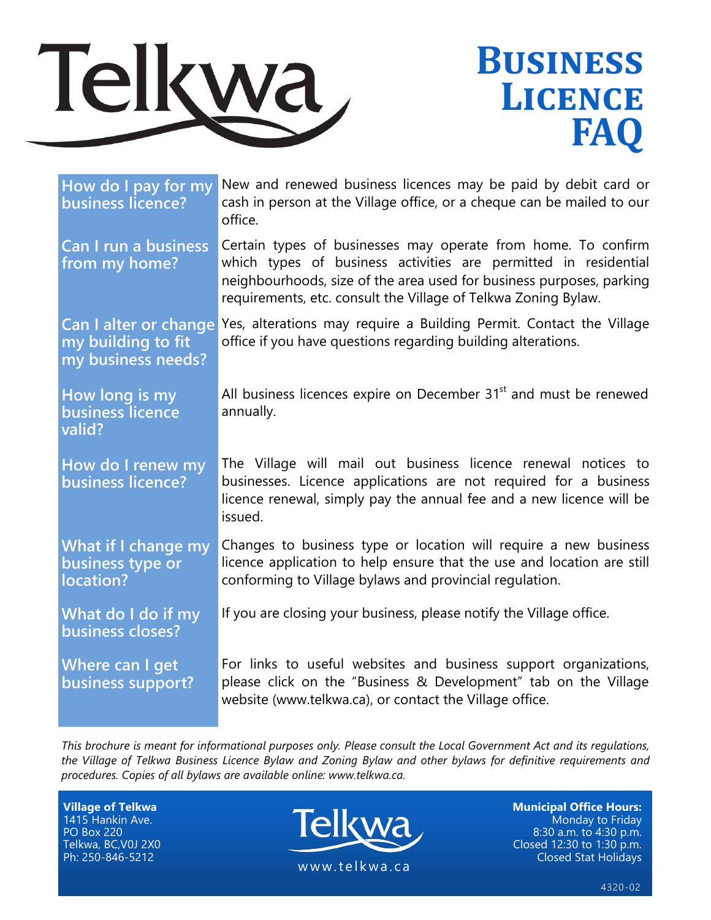# Telkwa

# Business Licence FAQ

| | |
|---|---|
| **How do I pay for my business licence?** | New and renewed business licences may be paid by debit card or cash in person at the Village office, or a cheque can be mailed to our office. |
| **Can I run a business from my home?** | Certain types of businesses may operate from home. To confirm which types of business activities are permitted in residential neighbourhoods, size of the area used for business purposes, parking requirements, etc. consult the Village of Telkwa Zoning Bylaw. |
| **Can I alter or change my building to fit my business needs?** | Yes, alterations may require a Building Permit. Contact the Village office if you have questions regarding building alterations. |
| **How long is my business licence valid?** | All business licences expire on December 31st and must be renewed annually. |
| **How do I renew my business licence?** | The Village will mail out business licence renewal notices to businesses. Licence applications are not required for a business licence renewal, simply pay the annual fee and a new licence will be issued. |
| **What if I change my business type or location?** | Changes to business type or location will require a new business licence application to help ensure that the use and location are still conforming to Village bylaws and provincial regulation. |
| **What do I do if my business closes?** | If you are closing your business, please notify the Village office. |
| **Where can I get business support?** | For links to useful websites and business support organizations, please click on the "Business & Development" tab on the Village website (www.telkwa.ca), or contact the Village office. |

*This brochure is meant for informational purposes only. Please consult the Local Government Act and its regulations, the Village of Telkwa Business Licence Bylaw and Zoning Bylaw and other bylaws for definitive requirements and procedures. Copies of all bylaws are available online: www.telkwa.ca.*

**Village of Telkwa**
1415 Hankin Ave.
PO Box 220
Telkwa, BC,V0J 2X0
Ph: 250-846-5212

Telkwa
www.telkwa.ca

**Municipal Office Hours:**
Monday to Friday
8:30 a.m. to 4:30 p.m.
Closed 12:30 to 1:30 p.m.
Closed Stat Holidays

4320-02